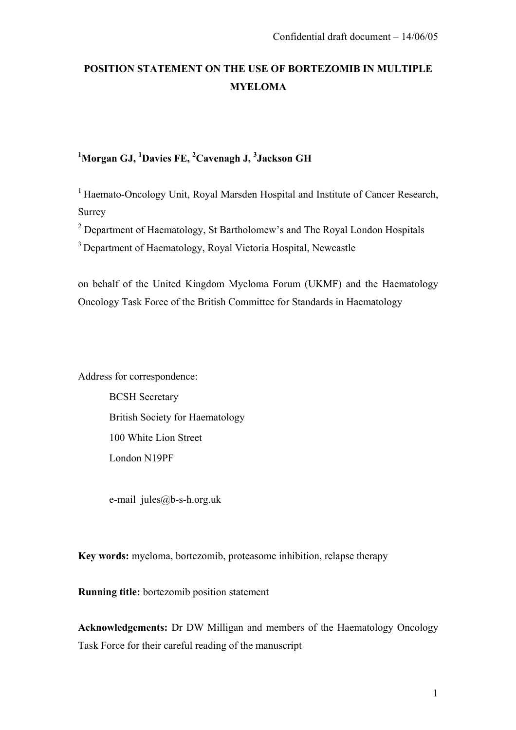Confidential draft document – 14/06/05

# POSITION STATEMENT ON THE USE OF BORTEZOMIB IN MULTIPLE MYELOMA

**[1]Morgan GJ, [1]Davies FE, [2]Cavenagh J, [3]Jackson GH**

[1] Haemato-Oncology Unit, Royal Marsden Hospital and Institute of Cancer Research, Surrey

[2] Department of Haematology, St Bartholomew's and The Royal London Hospitals

[3] Department of Haematology, Royal Victoria Hospital, Newcastle

on behalf of the United Kingdom Myeloma Forum (UKMF) and the Haematology Oncology Task Force of the British Committee for Standards in Haematology

Address for correspondence:

BCSH Secretary
British Society for Haematology
100 White Lion Street
London N19PF

e-mail jules@b-s-h.org.uk

**Key words:** myeloma, bortezomib, proteasome inhibition, relapse therapy

**Running title:** bortezomib position statement

**Acknowledgements:** Dr DW Milligan and members of the Haematology Oncology Task Force for their careful reading of the manuscript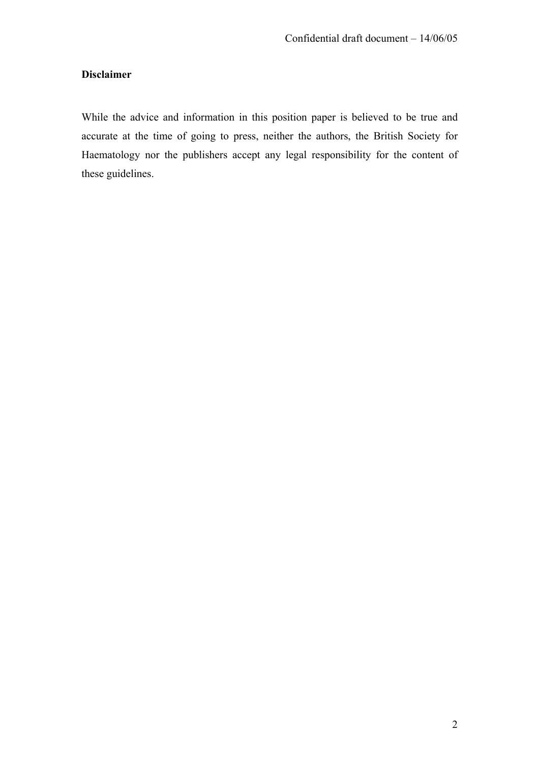**Disclaimer**

While the advice and information in this position paper is believed to be true and accurate at the time of going to press, neither the authors, the British Society for Haematology nor the publishers accept any legal responsibility for the content of these guidelines.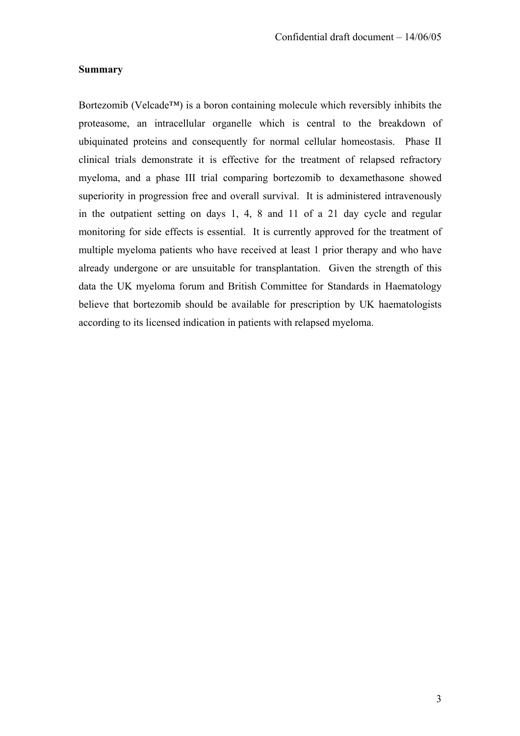**Summary**

Bortezomib (Velcade™) is a boron containing molecule which reversibly inhibits the proteasome, an intracellular organelle which is central to the breakdown of ubiquinated proteins and consequently for normal cellular homeostasis. Phase II clinical trials demonstrate it is effective for the treatment of relapsed refractory myeloma, and a phase III trial comparing bortezomib to dexamethasone showed superiority in progression free and overall survival. It is administered intravenously in the outpatient setting on days 1, 4, 8 and 11 of a 21 day cycle and regular monitoring for side effects is essential. It is currently approved for the treatment of multiple myeloma patients who have received at least 1 prior therapy and who have already undergone or are unsuitable for transplantation. Given the strength of this data the UK myeloma forum and British Committee for Standards in Haematology believe that bortezomib should be available for prescription by UK haematologists according to its licensed indication in patients with relapsed myeloma.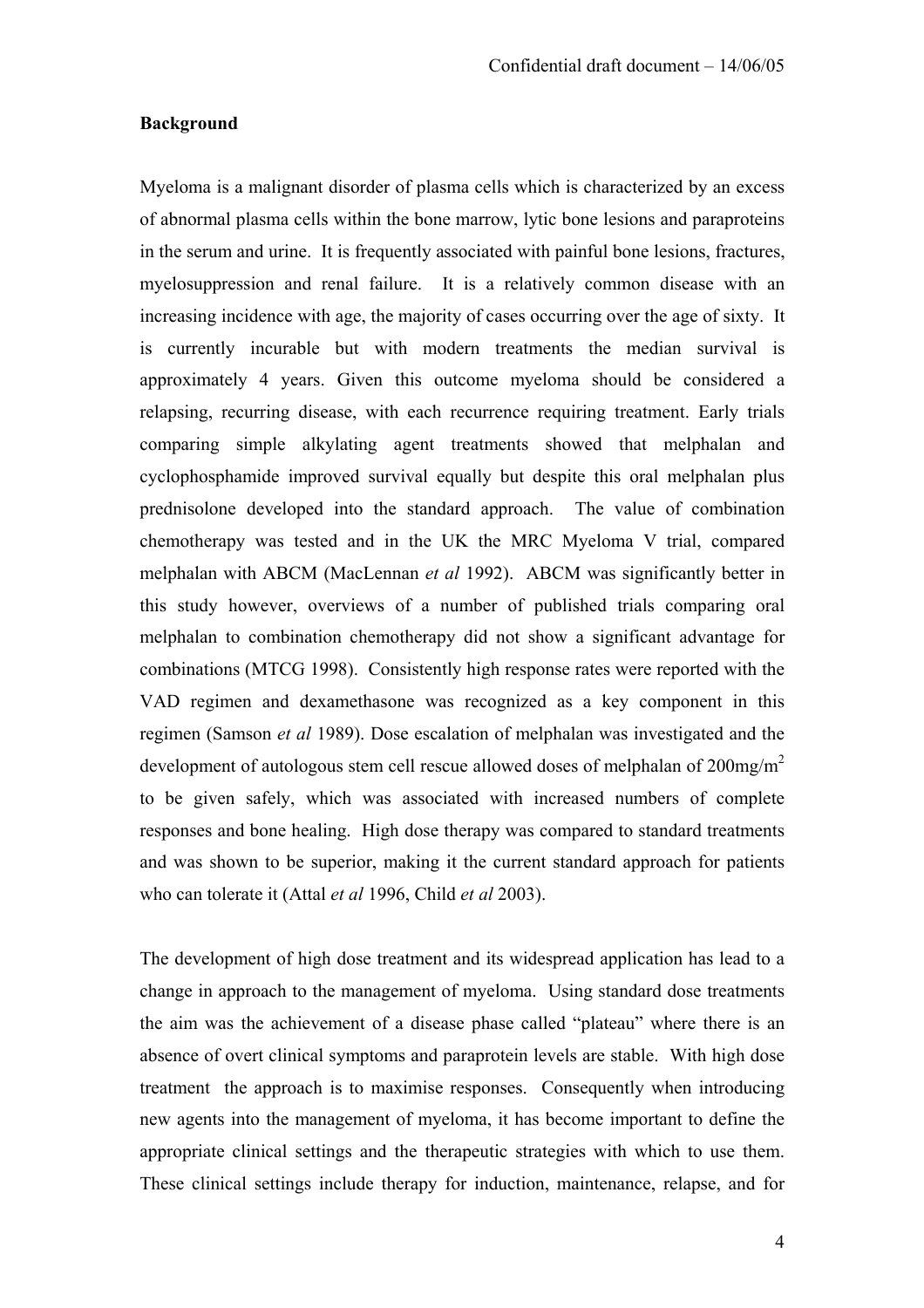**Background**

Myeloma is a malignant disorder of plasma cells which is characterized by an excess of abnormal plasma cells within the bone marrow, lytic bone lesions and paraproteins in the serum and urine. It is frequently associated with painful bone lesions, fractures, myelosuppression and renal failure. It is a relatively common disease with an increasing incidence with age, the majority of cases occurring over the age of sixty. It is currently incurable but with modern treatments the median survival is approximately 4 years. Given this outcome myeloma should be considered a relapsing, recurring disease, with each recurrence requiring treatment. Early trials comparing simple alkylating agent treatments showed that melphalan and cyclophosphamide improved survival equally but despite this oral melphalan plus prednisolone developed into the standard approach. The value of combination chemotherapy was tested and in the UK the MRC Myeloma V trial, compared melphalan with ABCM (MacLennan *et al* 1992). ABCM was significantly better in this study however, overviews of a number of published trials comparing oral melphalan to combination chemotherapy did not show a significant advantage for combinations (MTCG 1998). Consistently high response rates were reported with the VAD regimen and dexamethasone was recognized as a key component in this regimen (Samson *et al* 1989). Dose escalation of melphalan was investigated and the development of autologous stem cell rescue allowed doses of melphalan of $200 mg/m^2$ to be given safely, which was associated with increased numbers of complete responses and bone healing. High dose therapy was compared to standard treatments and was shown to be superior, making it the current standard approach for patients who can tolerate it (Attal *et al* 1996, Child *et al* 2003).

The development of high dose treatment and its widespread application has lead to a change in approach to the management of myeloma. Using standard dose treatments the aim was the achievement of a disease phase called "plateau" where there is an absence of overt clinical symptoms and paraprotein levels are stable. With high dose treatment the approach is to maximise responses. Consequently when introducing new agents into the management of myeloma, it has become important to define the appropriate clinical settings and the therapeutic strategies with which to use them. These clinical settings include therapy for induction, maintenance, relapse, and for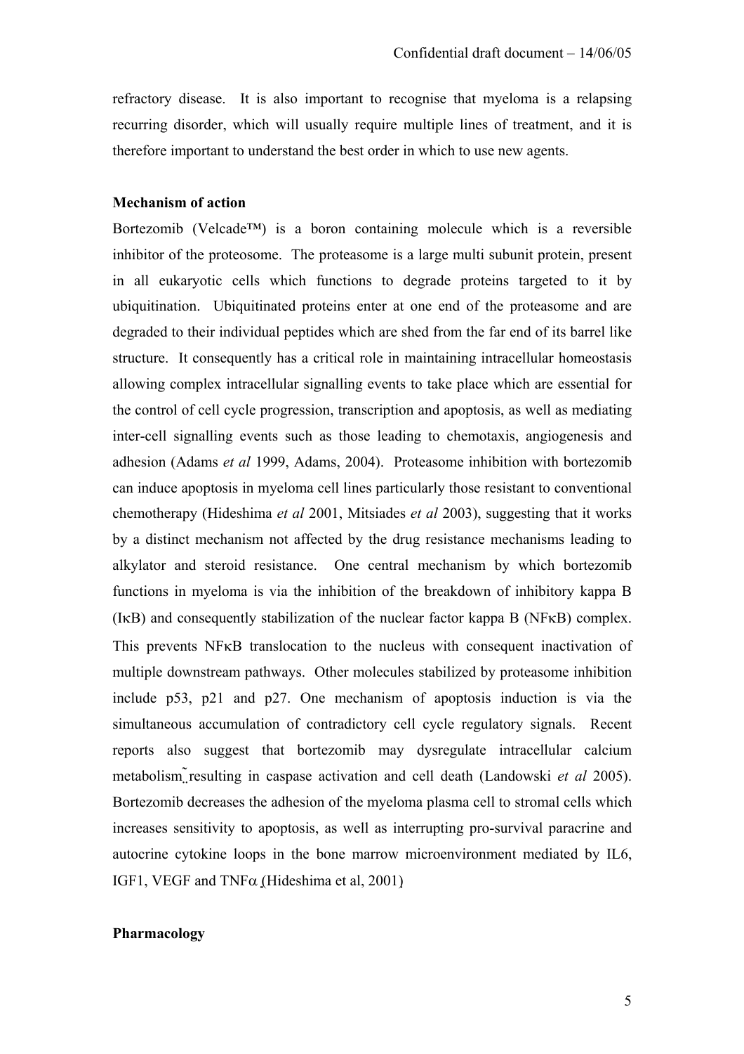refractory disease. It is also important to recognise that myeloma is a relapsing recurring disorder, which will usually require multiple lines of treatment, and it is therefore important to understand the best order in which to use new agents.

**Mechanism of action**

Bortezomib (Velcade™) is a boron containing molecule which is a reversible inhibitor of the proteosome. The proteasome is a large multi subunit protein, present in all eukaryotic cells which functions to degrade proteins targeted to it by ubiquitination. Ubiquitinated proteins enter at one end of the proteasome and are degraded to their individual peptides which are shed from the far end of its barrel like structure. It consequently has a critical role in maintaining intracellular homeostasis allowing complex intracellular signalling events to take place which are essential for the control of cell cycle progression, transcription and apoptosis, as well as mediating inter-cell signalling events such as those leading to chemotaxis, angiogenesis and adhesion (Adams *et al* 1999, Adams, 2004). Proteasome inhibition with bortezomib can induce apoptosis in myeloma cell lines particularly those resistant to conventional chemotherapy (Hideshima *et al* 2001, Mitsiades *et al* 2003), suggesting that it works by a distinct mechanism not affected by the drug resistance mechanisms leading to alkylator and steroid resistance. One central mechanism by which bortezomib functions in myeloma is via the inhibition of the breakdown of inhibitory kappa B (IκB) and consequently stabilization of the nuclear factor kappa B (NFκB) complex. This prevents NFκB translocation to the nucleus with consequent inactivation of multiple downstream pathways. Other molecules stabilized by proteasome inhibition include p53, p21 and p27. One mechanism of apoptosis induction is via the simultaneous accumulation of contradictory cell cycle regulatory signals. Recent reports also suggest that bortezomib may dysregulate intracellular calcium metabolism resulting in caspase activation and cell death (Landowski *et al* 2005). Bortezomib decreases the adhesion of the myeloma plasma cell to stromal cells which increases sensitivity to apoptosis, as well as interrupting pro-survival paracrine and autocrine cytokine loops in the bone marrow microenvironment mediated by IL6, IGF1, VEGF and TNFα (Hideshima et al, 2001)

**Pharmacology**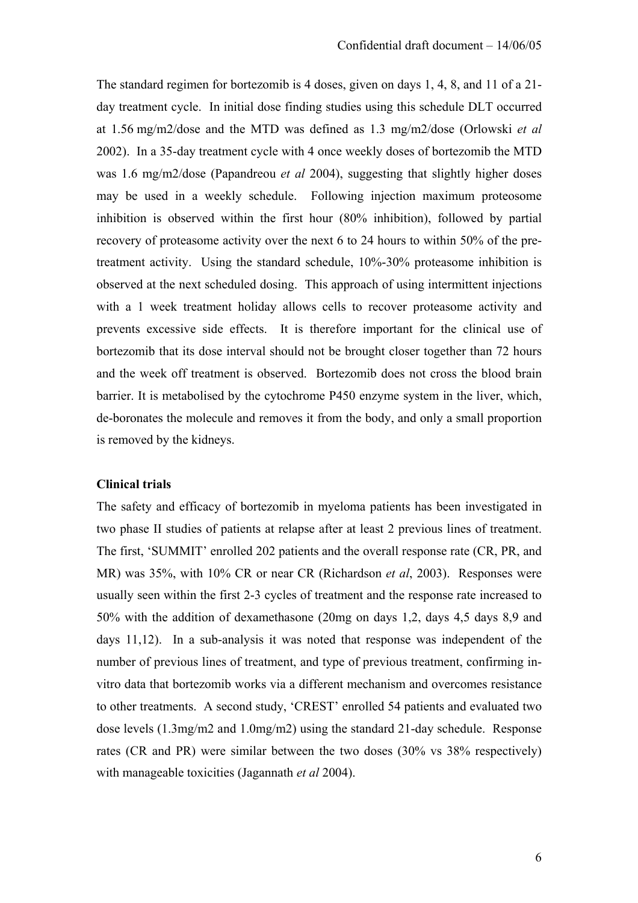The standard regimen for bortezomib is 4 doses, given on days 1, 4, 8, and 11 of a 21-day treatment cycle. In initial dose finding studies using this schedule DLT occurred at 1.56 mg/m2/dose and the MTD was defined as 1.3 mg/m2/dose (Orlowski *et al* 2002). In a 35-day treatment cycle with 4 once weekly doses of bortezomib the MTD was 1.6 mg/m2/dose (Papandreou *et al* 2004), suggesting that slightly higher doses may be used in a weekly schedule. Following injection maximum proteosome inhibition is observed within the first hour (80% inhibition), followed by partial recovery of proteasome activity over the next 6 to 24 hours to within 50% of the pre-treatment activity. Using the standard schedule, 10%-30% proteasome inhibition is observed at the next scheduled dosing. This approach of using intermittent injections with a 1 week treatment holiday allows cells to recover proteasome activity and prevents excessive side effects. It is therefore important for the clinical use of bortezomib that its dose interval should not be brought closer together than 72 hours and the week off treatment is observed. Bortezomib does not cross the blood brain barrier. It is metabolised by the cytochrome P450 enzyme system in the liver, which, de-boronates the molecule and removes it from the body, and only a small proportion is removed by the kidneys.

**Clinical trials**

The safety and efficacy of bortezomib in myeloma patients has been investigated in two phase II studies of patients at relapse after at least 2 previous lines of treatment. The first, 'SUMMIT' enrolled 202 patients and the overall response rate (CR, PR, and MR) was 35%, with 10% CR or near CR (Richardson *et al*, 2003). Responses were usually seen within the first 2-3 cycles of treatment and the response rate increased to 50% with the addition of dexamethasone (20mg on days 1,2, days 4,5 days 8,9 and days 11,12). In a sub-analysis it was noted that response was independent of the number of previous lines of treatment, and type of previous treatment, confirming in-vitro data that bortezomib works via a different mechanism and overcomes resistance to other treatments. A second study, 'CREST' enrolled 54 patients and evaluated two dose levels (1.3mg/m2 and 1.0mg/m2) using the standard 21-day schedule. Response rates (CR and PR) were similar between the two doses (30% vs 38% respectively) with manageable toxicities (Jagannath *et al* 2004).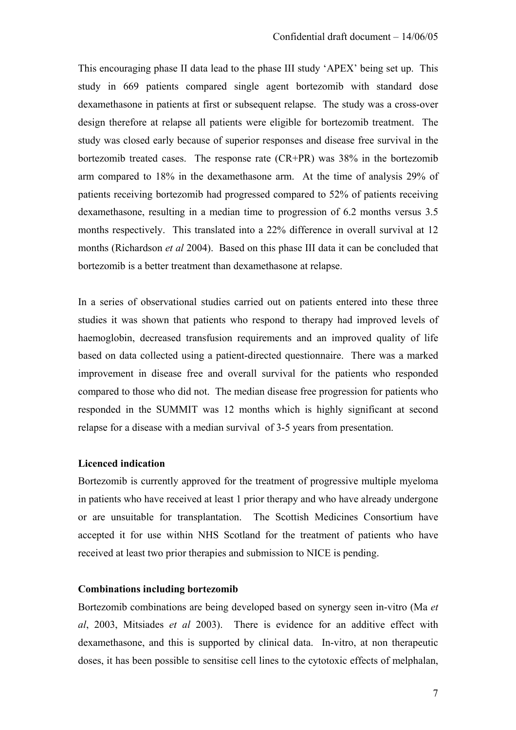This encouraging phase II data lead to the phase III study 'APEX' being set up. This study in 669 patients compared single agent bortezomib with standard dose dexamethasone in patients at first or subsequent relapse. The study was a cross-over design therefore at relapse all patients were eligible for bortezomib treatment. The study was closed early because of superior responses and disease free survival in the bortezomib treated cases. The response rate (CR+PR) was 38% in the bortezomib arm compared to 18% in the dexamethasone arm. At the time of analysis 29% of patients receiving bortezomib had progressed compared to 52% of patients receiving dexamethasone, resulting in a median time to progression of 6.2 months versus 3.5 months respectively. This translated into a 22% difference in overall survival at 12 months (Richardson *et al* 2004). Based on this phase III data it can be concluded that bortezomib is a better treatment than dexamethasone at relapse.

In a series of observational studies carried out on patients entered into these three studies it was shown that patients who respond to therapy had improved levels of haemoglobin, decreased transfusion requirements and an improved quality of life based on data collected using a patient-directed questionnaire. There was a marked improvement in disease free and overall survival for the patients who responded compared to those who did not. The median disease free progression for patients who responded in the SUMMIT was 12 months which is highly significant at second relapse for a disease with a median survival of 3-5 years from presentation.

**Licenced indication**

Bortezomib is currently approved for the treatment of progressive multiple myeloma in patients who have received at least 1 prior therapy and who have already undergone or are unsuitable for transplantation. The Scottish Medicines Consortium have accepted it for use within NHS Scotland for the treatment of patients who have received at least two prior therapies and submission to NICE is pending.

**Combinations including bortezomib**

Bortezomib combinations are being developed based on synergy seen in-vitro (Ma *et al*, 2003, Mitsiades *et al* 2003). There is evidence for an additive effect with dexamethasone, and this is supported by clinical data. In-vitro, at non therapeutic doses, it has been possible to sensitise cell lines to the cytotoxic effects of melphalan,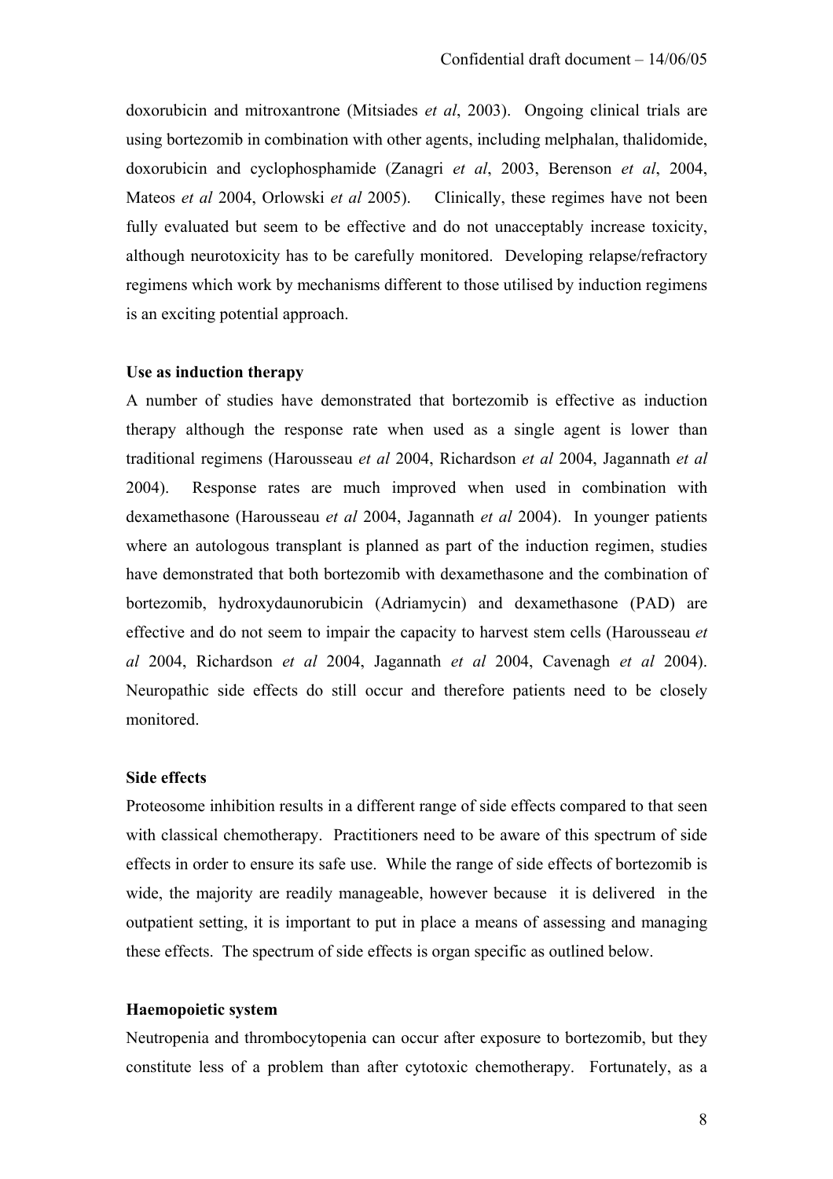doxorubicin and mitroxantrone (Mitsiades *et al*, 2003). Ongoing clinical trials are using bortezomib in combination with other agents, including melphalan, thalidomide, doxorubicin and cyclophosphamide (Zanagri *et al*, 2003, Berenson *et al*, 2004, Mateos *et al* 2004, Orlowski *et al* 2005). Clinically, these regimes have not been fully evaluated but seem to be effective and do not unacceptably increase toxicity, although neurotoxicity has to be carefully monitored. Developing relapse/refractory regimens which work by mechanisms different to those utilised by induction regimens is an exciting potential approach.

**Use as induction therapy**

A number of studies have demonstrated that bortezomib is effective as induction therapy although the response rate when used as a single agent is lower than traditional regimens (Harousseau *et al* 2004, Richardson *et al* 2004, Jagannath *et al* 2004). Response rates are much improved when used in combination with dexamethasone (Harousseau *et al* 2004, Jagannath *et al* 2004). In younger patients where an autologous transplant is planned as part of the induction regimen, studies have demonstrated that both bortezomib with dexamethasone and the combination of bortezomib, hydroxydaunorubicin (Adriamycin) and dexamethasone (PAD) are effective and do not seem to impair the capacity to harvest stem cells (Harousseau *et al* 2004, Richardson *et al* 2004, Jagannath *et al* 2004, Cavenagh *et al* 2004). Neuropathic side effects do still occur and therefore patients need to be closely monitored.

**Side effects**

Proteosome inhibition results in a different range of side effects compared to that seen with classical chemotherapy. Practitioners need to be aware of this spectrum of side effects in order to ensure its safe use. While the range of side effects of bortezomib is wide, the majority are readily manageable, however because it is delivered in the outpatient setting, it is important to put in place a means of assessing and managing these effects. The spectrum of side effects is organ specific as outlined below.

**Haemopoietic system**

Neutropenia and thrombocytopenia can occur after exposure to bortezomib, but they constitute less of a problem than after cytotoxic chemotherapy. Fortunately, as a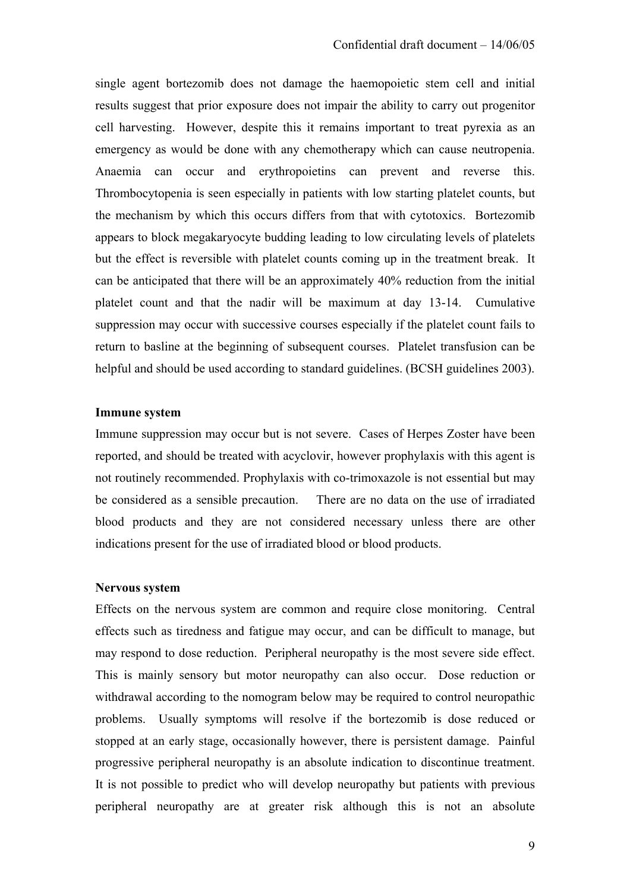single agent bortezomib does not damage the haemopoietic stem cell and initial results suggest that prior exposure does not impair the ability to carry out progenitor cell harvesting. However, despite this it remains important to treat pyrexia as an emergency as would be done with any chemotherapy which can cause neutropenia. Anaemia can occur and erythropoietins can prevent and reverse this. Thrombocytopenia is seen especially in patients with low starting platelet counts, but the mechanism by which this occurs differs from that with cytotoxics. Bortezomib appears to block megakaryocyte budding leading to low circulating levels of platelets but the effect is reversible with platelet counts coming up in the treatment break. It can be anticipated that there will be an approximately 40% reduction from the initial platelet count and that the nadir will be maximum at day 13-14. Cumulative suppression may occur with successive courses especially if the platelet count fails to return to basline at the beginning of subsequent courses. Platelet transfusion can be helpful and should be used according to standard guidelines. (BCSH guidelines 2003).

**Immune system**

Immune suppression may occur but is not severe. Cases of Herpes Zoster have been reported, and should be treated with acyclovir, however prophylaxis with this agent is not routinely recommended. Prophylaxis with co-trimoxazole is not essential but may be considered as a sensible precaution. There are no data on the use of irradiated blood products and they are not considered necessary unless there are other indications present for the use of irradiated blood or blood products.

**Nervous system**

Effects on the nervous system are common and require close monitoring. Central effects such as tiredness and fatigue may occur, and can be difficult to manage, but may respond to dose reduction. Peripheral neuropathy is the most severe side effect. This is mainly sensory but motor neuropathy can also occur. Dose reduction or withdrawal according to the nomogram below may be required to control neuropathic problems. Usually symptoms will resolve if the bortezomib is dose reduced or stopped at an early stage, occasionally however, there is persistent damage. Painful progressive peripheral neuropathy is an absolute indication to discontinue treatment. It is not possible to predict who will develop neuropathy but patients with previous peripheral neuropathy are at greater risk although this is not an absolute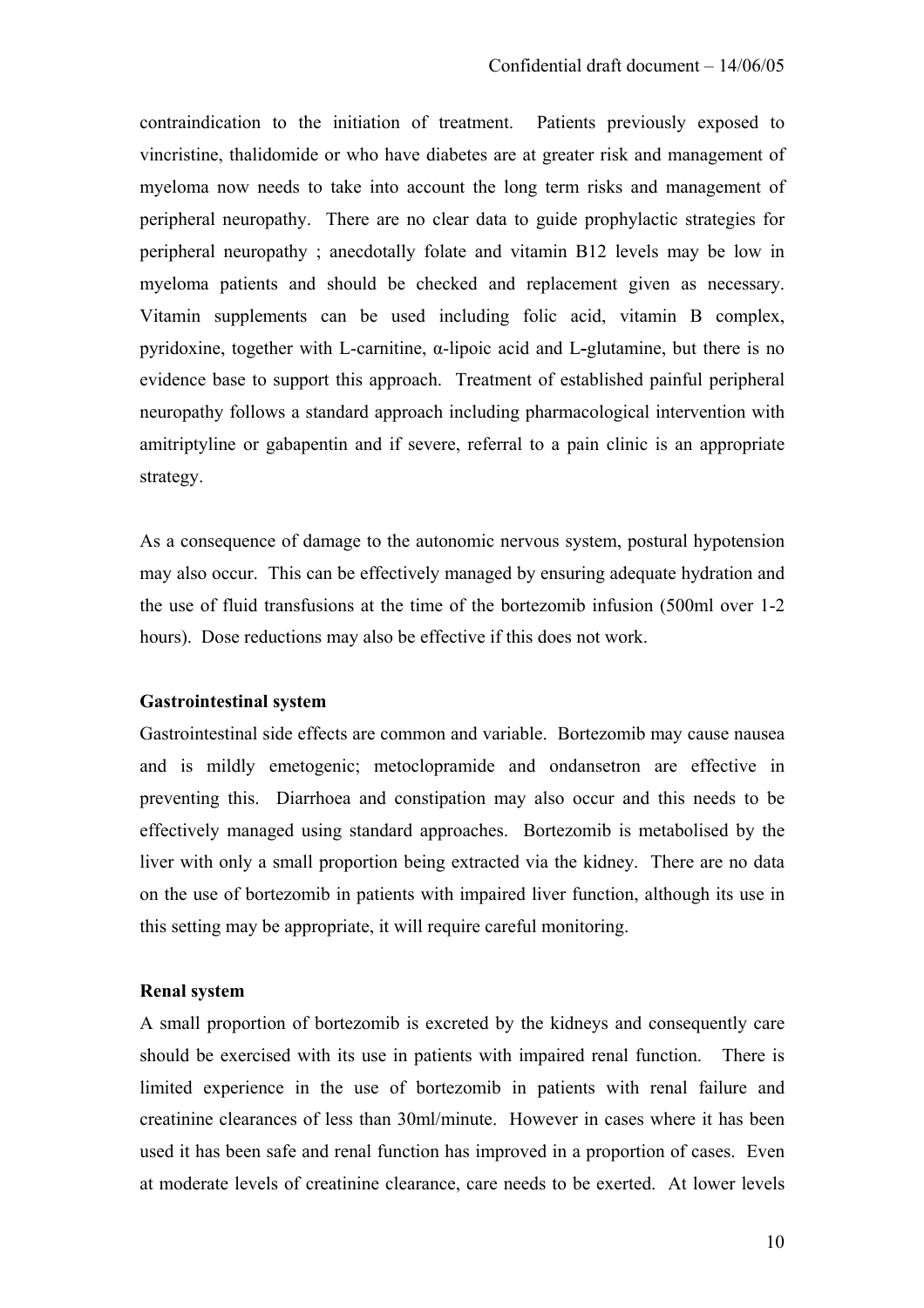contraindication to the initiation of treatment. Patients previously exposed to vincristine, thalidomide or who have diabetes are at greater risk and management of myeloma now needs to take into account the long term risks and management of peripheral neuropathy. There are no clear data to guide prophylactic strategies for peripheral neuropathy ; anecdotally folate and vitamin B12 levels may be low in myeloma patients and should be checked and replacement given as necessary. Vitamin supplements can be used including folic acid, vitamin B complex, pyridoxine, together with L-carnitine, α-lipoic acid and L-glutamine, but there is no evidence base to support this approach. Treatment of established painful peripheral neuropathy follows a standard approach including pharmacological intervention with amitriptyline or gabapentin and if severe, referral to a pain clinic is an appropriate strategy.

As a consequence of damage to the autonomic nervous system, postural hypotension may also occur. This can be effectively managed by ensuring adequate hydration and the use of fluid transfusions at the time of the bortezomib infusion (500ml over 1-2 hours). Dose reductions may also be effective if this does not work.

**Gastrointestinal system**

Gastrointestinal side effects are common and variable. Bortezomib may cause nausea and is mildly emetogenic; metoclopramide and ondansetron are effective in preventing this. Diarrhoea and constipation may also occur and this needs to be effectively managed using standard approaches. Bortezomib is metabolised by the liver with only a small proportion being extracted via the kidney. There are no data on the use of bortezomib in patients with impaired liver function, although its use in this setting may be appropriate, it will require careful monitoring.

**Renal system**

A small proportion of bortezomib is excreted by the kidneys and consequently care should be exercised with its use in patients with impaired renal function. There is limited experience in the use of bortezomib in patients with renal failure and creatinine clearances of less than 30ml/minute. However in cases where it has been used it has been safe and renal function has improved in a proportion of cases. Even at moderate levels of creatinine clearance, care needs to be exerted. At lower levels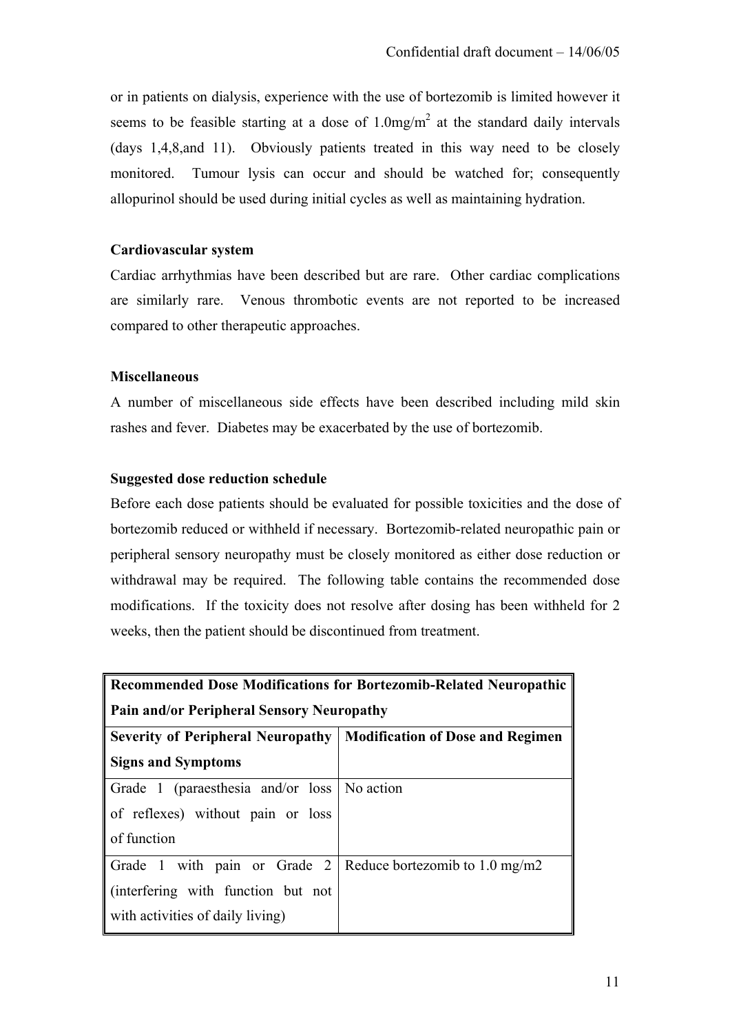or in patients on dialysis, experience with the use of bortezomib is limited however it seems to be feasible starting at a dose of 1.0mg/m$^2$ at the standard daily intervals (days 1,4,8,and 11). Obviously patients treated in this way need to be closely monitored. Tumour lysis can occur and should be watched for; consequently allopurinol should be used during initial cycles as well as maintaining hydration.

**Cardiovascular system**

Cardiac arrhythmias have been described but are rare. Other cardiac complications are similarly rare. Venous thrombotic events are not reported to be increased compared to other therapeutic approaches.

**Miscellaneous**

A number of miscellaneous side effects have been described including mild skin rashes and fever. Diabetes may be exacerbated by the use of bortezomib.

**Suggested dose reduction schedule**

Before each dose patients should be evaluated for possible toxicities and the dose of bortezomib reduced or withheld if necessary. Bortezomib-related neuropathic pain or peripheral sensory neuropathy must be closely monitored as either dose reduction or withdrawal may be required. The following table contains the recommended dose modifications. If the toxicity does not resolve after dosing has been withheld for 2 weeks, then the patient should be discontinued from treatment.

| **Recommended Dose Modifications for Bortezomib-Related Neuropathic Pain and/or Peripheral Sensory Neuropathy** | |
|---|---|
| **Severity of Peripheral Neuropathy Signs and Symptoms** | **Modification of Dose and Regimen** |
| Grade 1 (paraesthesia and/or loss of reflexes) without pain or loss of function | No action |
| Grade 1 with pain or Grade 2 (interfering with function but not with activities of daily living) | Reduce bortezomib to 1.0 mg/m2 |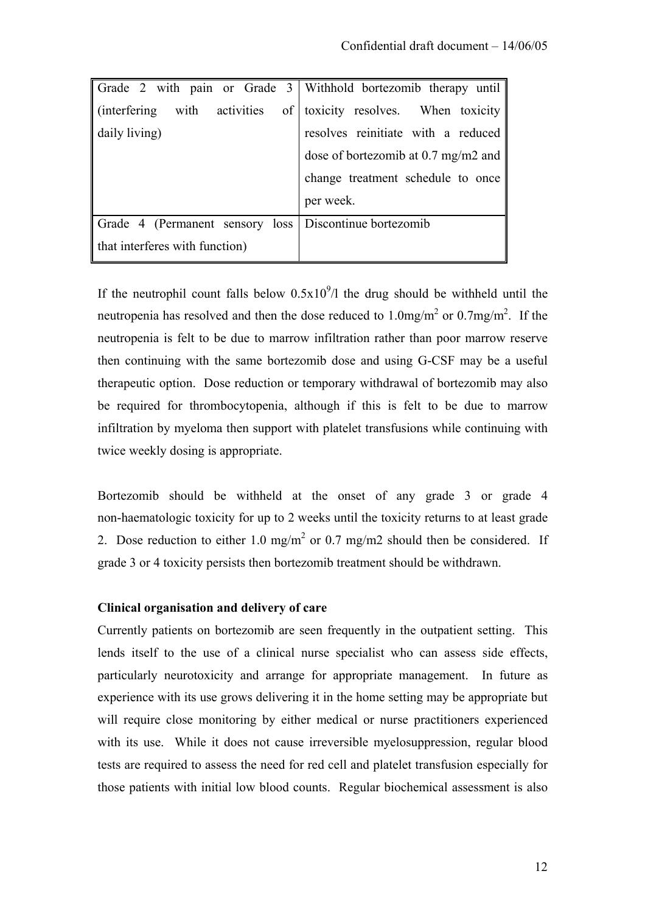| Grade 2 with pain or Grade 3 (interfering with activities of daily living) | Withhold bortezomib therapy until toxicity resolves. When toxicity resolves reinitiate with a reduced dose of bortezomib at 0.7 mg/m2 and change treatment schedule to once per week. |
|---|---|
| Grade 4 (Permanent sensory loss that interferes with function) | Discontinue bortezomib |

If the neutrophil count falls below $0.5 \times 10^9$/l the drug should be withheld until the neutropenia has resolved and then the dose reduced to $1.0 mg/m^2$ or $0.7 mg/m^2$. If the neutropenia is felt to be due to marrow infiltration rather than poor marrow reserve then continuing with the same bortezomib dose and using G-CSF may be a useful therapeutic option. Dose reduction or temporary withdrawal of bortezomib may also be required for thrombocytopenia, although if this is felt to be due to marrow infiltration by myeloma then support with platelet transfusions while continuing with twice weekly dosing is appropriate.

Bortezomib should be withheld at the onset of any grade 3 or grade 4 non-haematologic toxicity for up to 2 weeks until the toxicity returns to at least grade 2. Dose reduction to either 1.0 $mg/m^2$ or 0.7 mg/m2 should then be considered. If grade 3 or 4 toxicity persists then bortezomib treatment should be withdrawn.

**Clinical organisation and delivery of care**

Currently patients on bortezomib are seen frequently in the outpatient setting. This lends itself to the use of a clinical nurse specialist who can assess side effects, particularly neurotoxicity and arrange for appropriate management. In future as experience with its use grows delivering it in the home setting may be appropriate but will require close monitoring by either medical or nurse practitioners experienced with its use. While it does not cause irreversible myelosuppression, regular blood tests are required to assess the need for red cell and platelet transfusion especially for those patients with initial low blood counts. Regular biochemical assessment is also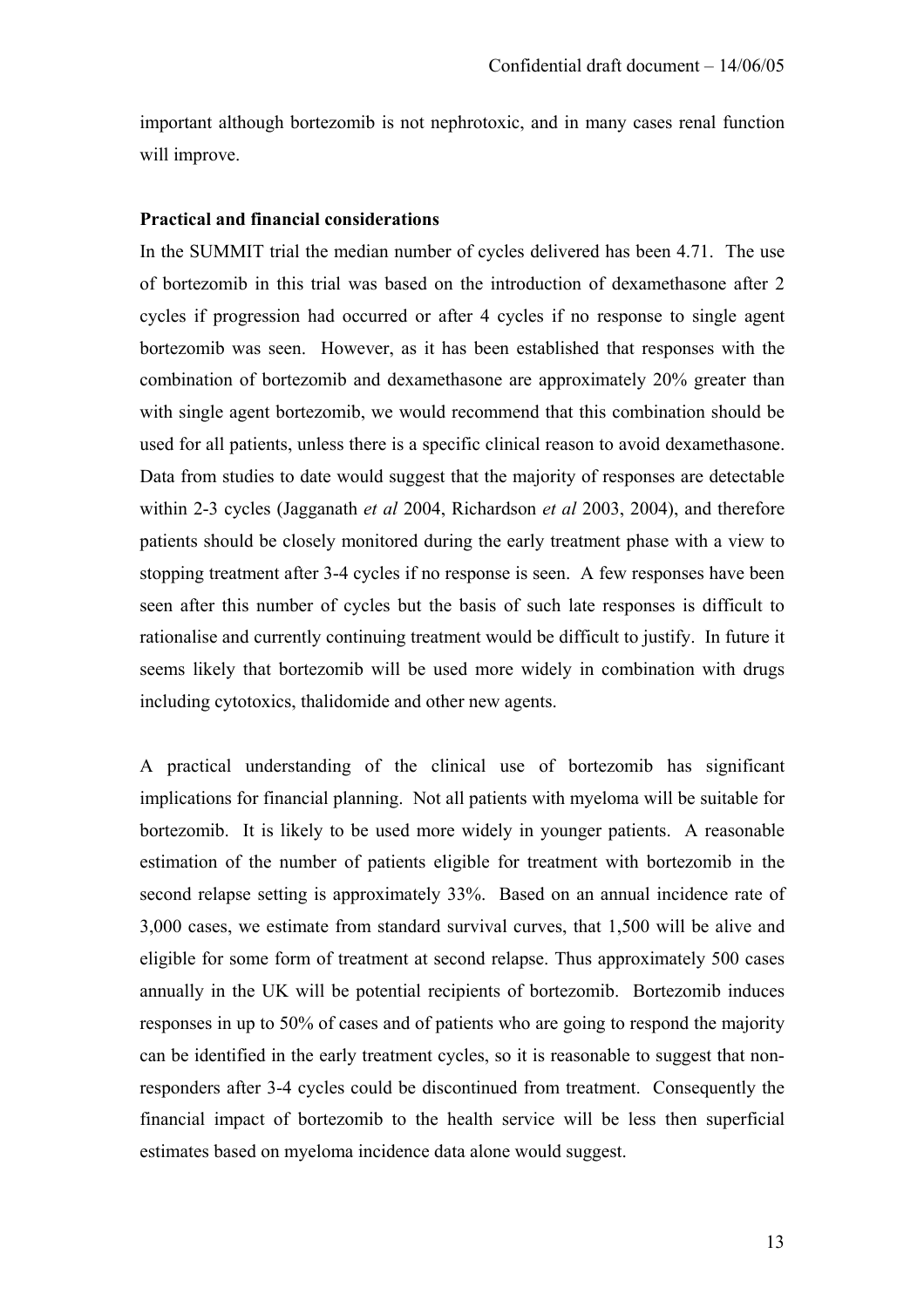important although bortezomib is not nephrotoxic, and in many cases renal function will improve.

**Practical and financial considerations**

In the SUMMIT trial the median number of cycles delivered has been 4.71. The use of bortezomib in this trial was based on the introduction of dexamethasone after 2 cycles if progression had occurred or after 4 cycles if no response to single agent bortezomib was seen. However, as it has been established that responses with the combination of bortezomib and dexamethasone are approximately 20% greater than with single agent bortezomib, we would recommend that this combination should be used for all patients, unless there is a specific clinical reason to avoid dexamethasone. Data from studies to date would suggest that the majority of responses are detectable within 2-3 cycles (Jagganath *et al* 2004, Richardson *et al* 2003, 2004), and therefore patients should be closely monitored during the early treatment phase with a view to stopping treatment after 3-4 cycles if no response is seen. A few responses have been seen after this number of cycles but the basis of such late responses is difficult to rationalise and currently continuing treatment would be difficult to justify. In future it seems likely that bortezomib will be used more widely in combination with drugs including cytotoxics, thalidomide and other new agents.

A practical understanding of the clinical use of bortezomib has significant implications for financial planning. Not all patients with myeloma will be suitable for bortezomib. It is likely to be used more widely in younger patients. A reasonable estimation of the number of patients eligible for treatment with bortezomib in the second relapse setting is approximately 33%. Based on an annual incidence rate of 3,000 cases, we estimate from standard survival curves, that 1,500 will be alive and eligible for some form of treatment at second relapse. Thus approximately 500 cases annually in the UK will be potential recipients of bortezomib. Bortezomib induces responses in up to 50% of cases and of patients who are going to respond the majority can be identified in the early treatment cycles, so it is reasonable to suggest that non-responders after 3-4 cycles could be discontinued from treatment. Consequently the financial impact of bortezomib to the health service will be less then superficial estimates based on myeloma incidence data alone would suggest.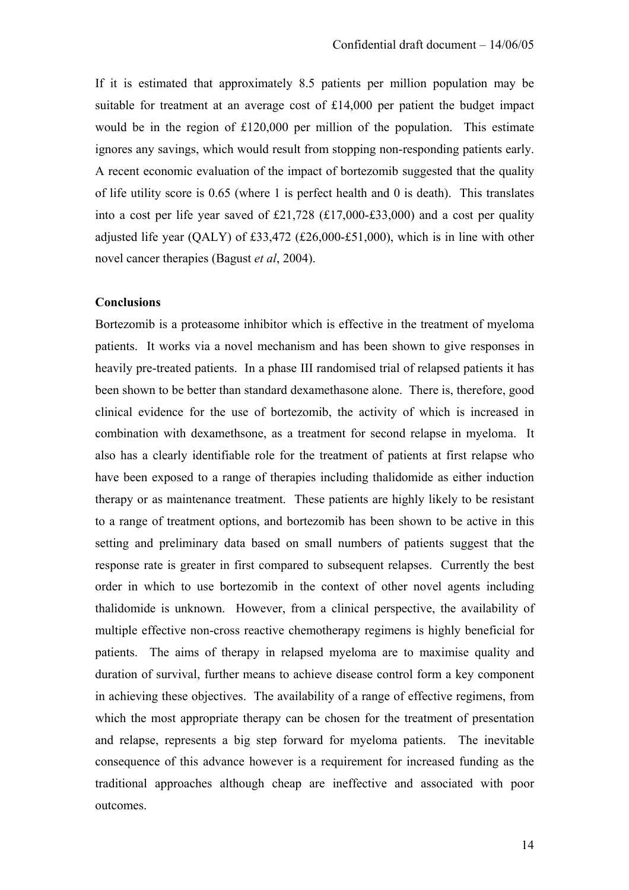If it is estimated that approximately 8.5 patients per million population may be suitable for treatment at an average cost of £14,000 per patient the budget impact would be in the region of £120,000 per million of the population. This estimate ignores any savings, which would result from stopping non-responding patients early. A recent economic evaluation of the impact of bortezomib suggested that the quality of life utility score is 0.65 (where 1 is perfect health and 0 is death). This translates into a cost per life year saved of £21,728 (£17,000-£33,000) and a cost per quality adjusted life year (QALY) of £33,472 (£26,000-£51,000), which is in line with other novel cancer therapies (Bagust *et al*, 2004).

**Conclusions**

Bortezomib is a proteasome inhibitor which is effective in the treatment of myeloma patients. It works via a novel mechanism and has been shown to give responses in heavily pre-treated patients. In a phase III randomised trial of relapsed patients it has been shown to be better than standard dexamethasone alone. There is, therefore, good clinical evidence for the use of bortezomib, the activity of which is increased in combination with dexamethsone, as a treatment for second relapse in myeloma. It also has a clearly identifiable role for the treatment of patients at first relapse who have been exposed to a range of therapies including thalidomide as either induction therapy or as maintenance treatment. These patients are highly likely to be resistant to a range of treatment options, and bortezomib has been shown to be active in this setting and preliminary data based on small numbers of patients suggest that the response rate is greater in first compared to subsequent relapses. Currently the best order in which to use bortezomib in the context of other novel agents including thalidomide is unknown. However, from a clinical perspective, the availability of multiple effective non-cross reactive chemotherapy regimens is highly beneficial for patients. The aims of therapy in relapsed myeloma are to maximise quality and duration of survival, further means to achieve disease control form a key component in achieving these objectives. The availability of a range of effective regimens, from which the most appropriate therapy can be chosen for the treatment of presentation and relapse, represents a big step forward for myeloma patients. The inevitable consequence of this advance however is a requirement for increased funding as the traditional approaches although cheap are ineffective and associated with poor outcomes.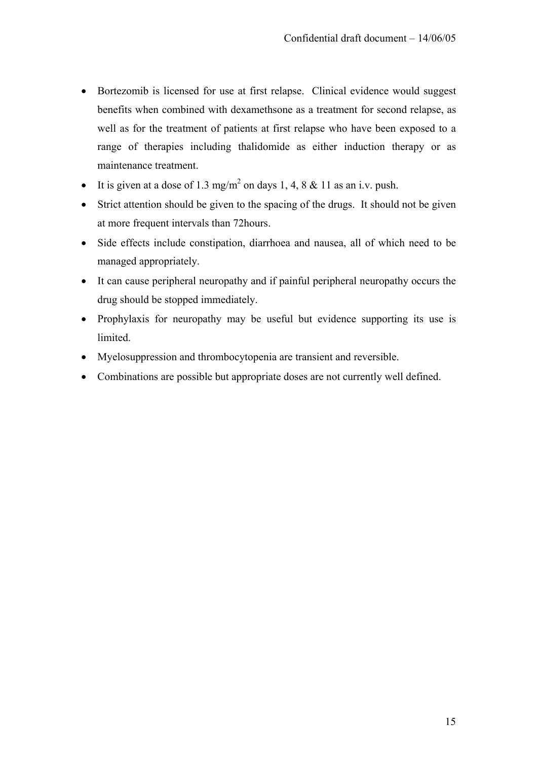- Bortezomib is licensed for use at first relapse. Clinical evidence would suggest benefits when combined with dexamethsone as a treatment for second relapse, as well as for the treatment of patients at first relapse who have been exposed to a range of therapies including thalidomide as either induction therapy or as maintenance treatment.
- It is given at a dose of 1.3 $mg/m^2$ on days 1, 4, 8 & 11 as an i.v. push.
- Strict attention should be given to the spacing of the drugs. It should not be given at more frequent intervals than 72hours.
- Side effects include constipation, diarrhoea and nausea, all of which need to be managed appropriately.
- It can cause peripheral neuropathy and if painful peripheral neuropathy occurs the drug should be stopped immediately.
- Prophylaxis for neuropathy may be useful but evidence supporting its use is limited.
- Myelosuppression and thrombocytopenia are transient and reversible.
- Combinations are possible but appropriate doses are not currently well defined.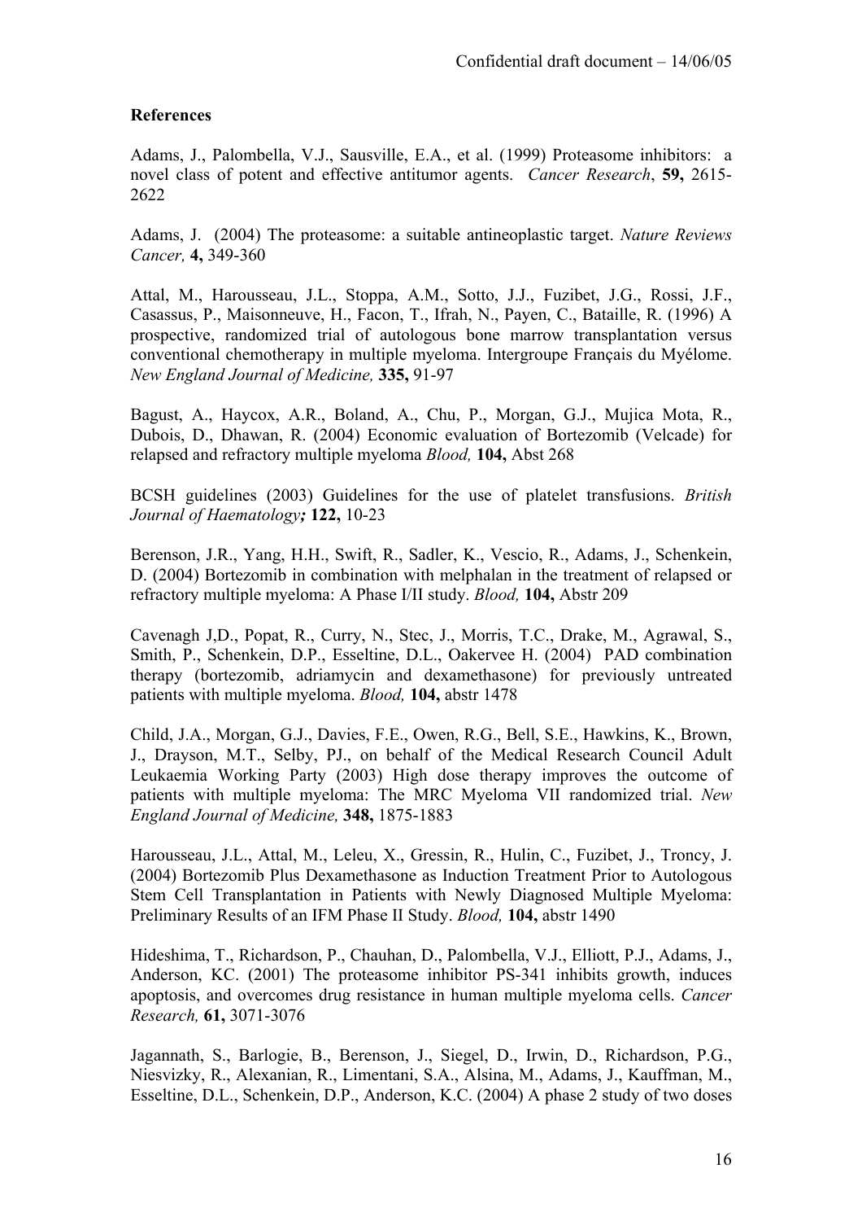**References**

Adams, J., Palombella, V.J., Sausville, E.A., et al. (1999) Proteasome inhibitors: a novel class of potent and effective antitumor agents. *Cancer Research*, **59,** 2615-2622

Adams, J. (2004) The proteasome: a suitable antineoplastic target. *Nature Reviews Cancer,* **4,** 349-360

Attal, M., Harousseau, J.L., Stoppa, A.M., Sotto, J.J., Fuzibet, J.G., Rossi, J.F., Casassus, P., Maisonneuve, H., Facon, T., Ifrah, N., Payen, C., Bataille, R. (1996) A prospective, randomized trial of autologous bone marrow transplantation versus conventional chemotherapy in multiple myeloma. Intergroupe Français du Myélome. *New England Journal of Medicine,* **335,** 91-97

Bagust, A., Haycox, A.R., Boland, A., Chu, P., Morgan, G.J., Mujica Mota, R., Dubois, D., Dhawan, R. (2004) Economic evaluation of Bortezomib (Velcade) for relapsed and refractory multiple myeloma *Blood,* **104,** Abst 268

BCSH guidelines (2003) Guidelines for the use of platelet transfusions. *British Journal of Haematology;* **122,** 10-23

Berenson, J.R., Yang, H.H., Swift, R., Sadler, K., Vescio, R., Adams, J., Schenkein, D. (2004) Bortezomib in combination with melphalan in the treatment of relapsed or refractory multiple myeloma: A Phase I/II study. *Blood,* **104,** Abstr 209

Cavenagh J,D., Popat, R., Curry, N., Stec, J., Morris, T.C., Drake, M., Agrawal, S., Smith, P., Schenkein, D.P., Esseltine, D.L., Oakervee H. (2004) PAD combination therapy (bortezomib, adriamycin and dexamethasone) for previously untreated patients with multiple myeloma. *Blood,* **104,** abstr 1478

Child, J.A., Morgan, G.J., Davies, F.E., Owen, R.G., Bell, S.E., Hawkins, K., Brown, J., Drayson, M.T., Selby, PJ., on behalf of the Medical Research Council Adult Leukaemia Working Party (2003) High dose therapy improves the outcome of patients with multiple myeloma: The MRC Myeloma VII randomized trial. *New England Journal of Medicine,* **348,** 1875-1883

Harousseau, J.L., Attal, M., Leleu, X., Gressin, R., Hulin, C., Fuzibet, J., Troncy, J. (2004) Bortezomib Plus Dexamethasone as Induction Treatment Prior to Autologous Stem Cell Transplantation in Patients with Newly Diagnosed Multiple Myeloma: Preliminary Results of an IFM Phase II Study. *Blood,* **104,** abstr 1490

Hideshima, T., Richardson, P., Chauhan, D., Palombella, V.J., Elliott, P.J., Adams, J., Anderson, KC. (2001) The proteasome inhibitor PS-341 inhibits growth, induces apoptosis, and overcomes drug resistance in human multiple myeloma cells. *Cancer Research,* **61,** 3071-3076

Jagannath, S., Barlogie, B., Berenson, J., Siegel, D., Irwin, D., Richardson, P.G., Niesvizky, R., Alexanian, R., Limentani, S.A., Alsina, M., Adams, J., Kauffman, M., Esseltine, D.L., Schenkein, D.P., Anderson, K.C. (2004) A phase 2 study of two doses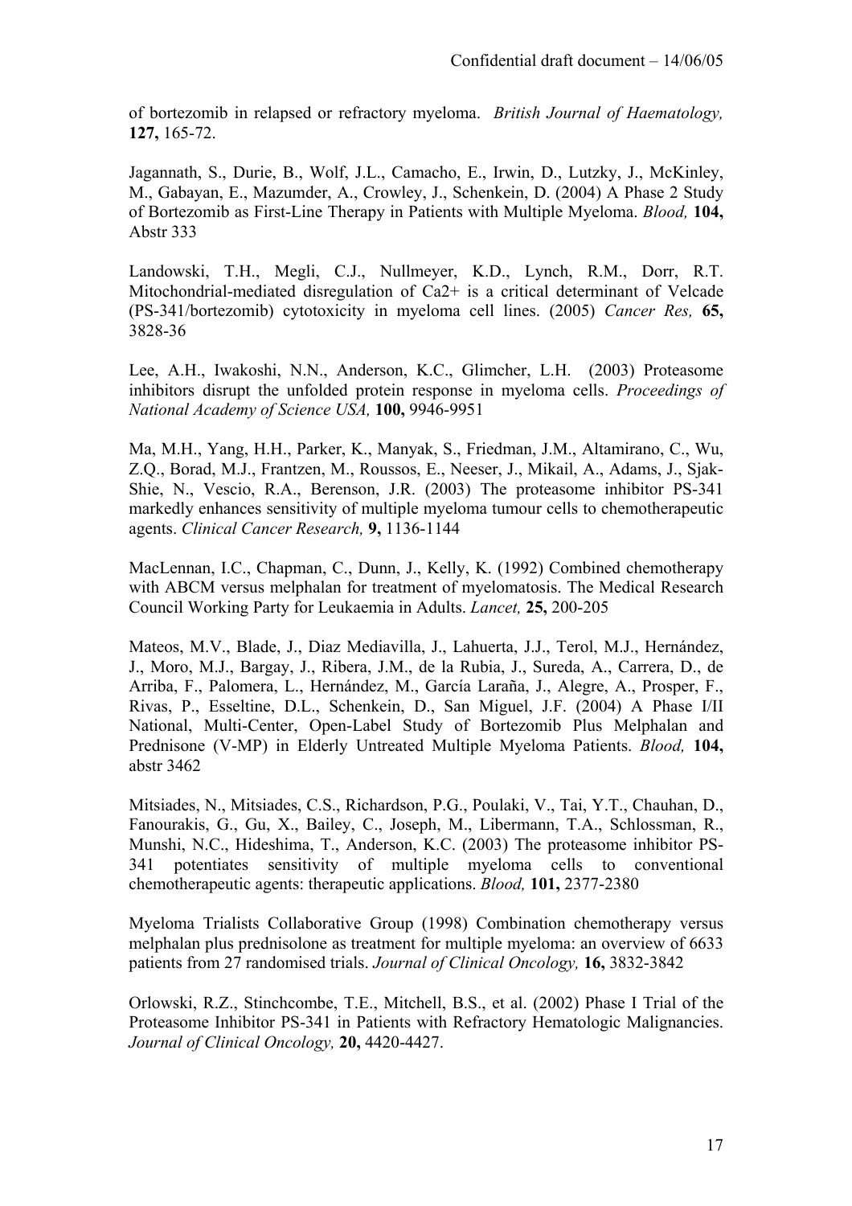of bortezomib in relapsed or refractory myeloma. *British Journal of Haematology,* **127,** 165-72.

Jagannath, S., Durie, B., Wolf, J.L., Camacho, E., Irwin, D., Lutzky, J., McKinley, M., Gabayan, E., Mazumder, A., Crowley, J., Schenkein, D. (2004) A Phase 2 Study of Bortezomib as First-Line Therapy in Patients with Multiple Myeloma. *Blood,* **104,** Abstr 333

Landowski, T.H., Megli, C.J., Nullmeyer, K.D., Lynch, R.M., Dorr, R.T. Mitochondrial-mediated disregulation of Ca2+ is a critical determinant of Velcade (PS-341/bortezomib) cytotoxicity in myeloma cell lines. (2005) *Cancer Res,* **65,** 3828-36

Lee, A.H., Iwakoshi, N.N., Anderson, K.C., Glimcher, L.H. (2003) Proteasome inhibitors disrupt the unfolded protein response in myeloma cells. *Proceedings of National Academy of Science USA,* **100,** 9946-9951

Ma, M.H., Yang, H.H., Parker, K., Manyak, S., Friedman, J.M., Altamirano, C., Wu, Z.Q., Borad, M.J., Frantzen, M., Roussos, E., Neeser, J., Mikail, A., Adams, J., Sjak-Shie, N., Vescio, R.A., Berenson, J.R. (2003) The proteasome inhibitor PS-341 markedly enhances sensitivity of multiple myeloma tumour cells to chemotherapeutic agents. *Clinical Cancer Research,* **9,** 1136-1144

MacLennan, I.C., Chapman, C., Dunn, J., Kelly, K. (1992) Combined chemotherapy with ABCM versus melphalan for treatment of myelomatosis. The Medical Research Council Working Party for Leukaemia in Adults. *Lancet,* **25,** 200-205

Mateos, M.V., Blade, J., Diaz Mediavilla, J., Lahuerta, J.J., Terol, M.J., Hernández, J., Moro, M.J., Bargay, J., Ribera, J.M., de la Rubia, J., Sureda, A., Carrera, D., de Arriba, F., Palomera, L., Hernández, M., García Laraña, J., Alegre, A., Prosper, F., Rivas, P., Esseltine, D.L., Schenkein, D., San Miguel, J.F. (2004) A Phase I/II National, Multi-Center, Open-Label Study of Bortezomib Plus Melphalan and Prednisone (V-MP) in Elderly Untreated Multiple Myeloma Patients. *Blood,* **104,** abstr 3462

Mitsiades, N., Mitsiades, C.S., Richardson, P.G., Poulaki, V., Tai, Y.T., Chauhan, D., Fanourakis, G., Gu, X., Bailey, C., Joseph, M., Libermann, T.A., Schlossman, R., Munshi, N.C., Hideshima, T., Anderson, K.C. (2003) The proteasome inhibitor PS-341 potentiates sensitivity of multiple myeloma cells to conventional chemotherapeutic agents: therapeutic applications. *Blood,* **101,** 2377-2380

Myeloma Trialists Collaborative Group (1998) Combination chemotherapy versus melphalan plus prednisolone as treatment for multiple myeloma: an overview of 6633 patients from 27 randomised trials. *Journal of Clinical Oncology,* **16,** 3832-3842

Orlowski, R.Z., Stinchcombe, T.E., Mitchell, B.S., et al. (2002) Phase I Trial of the Proteasome Inhibitor PS-341 in Patients with Refractory Hematologic Malignancies. *Journal of Clinical Oncology,* **20,** 4420-4427.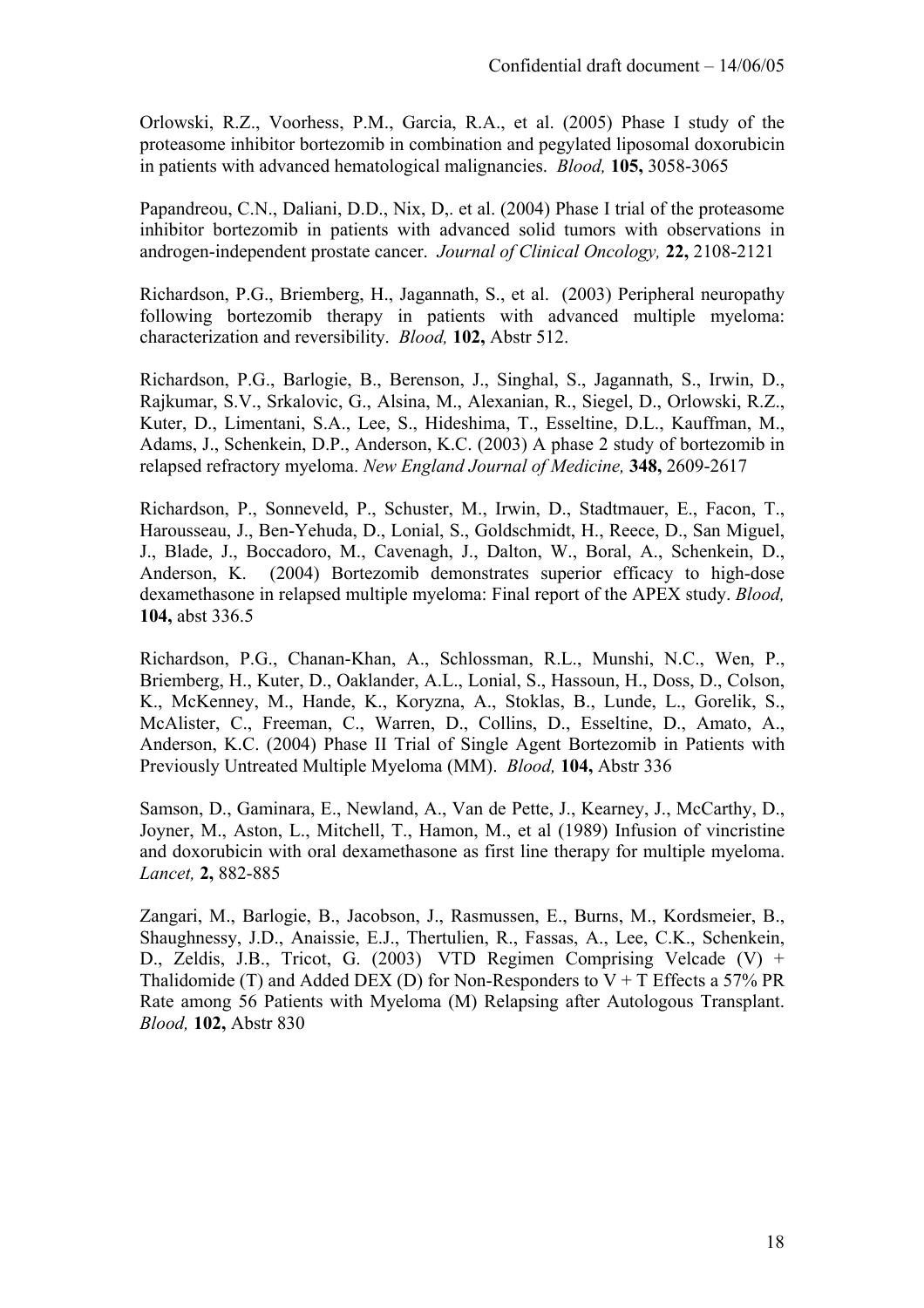Orlowski, R.Z., Voorhess, P.M., Garcia, R.A., et al. (2005) Phase I study of the proteasome inhibitor bortezomib in combination and pegylated liposomal doxorubicin in patients with advanced hematological malignancies. *Blood,* **105,** 3058-3065

Papandreou, C.N., Daliani, D.D., Nix, D,. et al. (2004) Phase I trial of the proteasome inhibitor bortezomib in patients with advanced solid tumors with observations in androgen-independent prostate cancer. *Journal of Clinical Oncology,* **22,** 2108-2121

Richardson, P.G., Briemberg, H., Jagannath, S., et al. (2003) Peripheral neuropathy following bortezomib therapy in patients with advanced multiple myeloma: characterization and reversibility. *Blood,* **102,** Abstr 512.

Richardson, P.G., Barlogie, B., Berenson, J., Singhal, S., Jagannath, S., Irwin, D., Rajkumar, S.V., Srkalovic, G., Alsina, M., Alexanian, R., Siegel, D., Orlowski, R.Z., Kuter, D., Limentani, S.A., Lee, S., Hideshima, T., Esseltine, D.L., Kauffman, M., Adams, J., Schenkein, D.P., Anderson, K.C. (2003) A phase 2 study of bortezomib in relapsed refractory myeloma. *New England Journal of Medicine,* **348,** 2609-2617

Richardson, P., Sonneveld, P., Schuster, M., Irwin, D., Stadtmauer, E., Facon, T., Harousseau, J., Ben-Yehuda, D., Lonial, S., Goldschmidt, H., Reece, D., San Miguel, J., Blade, J., Boccadoro, M., Cavenagh, J., Dalton, W., Boral, A., Schenkein, D., Anderson, K. (2004) Bortezomib demonstrates superior efficacy to high-dose dexamethasone in relapsed multiple myeloma: Final report of the APEX study. *Blood,* **104,** abst 336.5

Richardson, P.G., Chanan-Khan, A., Schlossman, R.L., Munshi, N.C., Wen, P., Briemberg, H., Kuter, D., Oaklander, A.L., Lonial, S., Hassoun, H., Doss, D., Colson, K., McKenney, M., Hande, K., Koryzna, A., Stoklas, B., Lunde, L., Gorelik, S., McAlister, C., Freeman, C., Warren, D., Collins, D., Esseltine, D., Amato, A., Anderson, K.C. (2004) Phase II Trial of Single Agent Bortezomib in Patients with Previously Untreated Multiple Myeloma (MM). *Blood,* **104,** Abstr 336

Samson, D., Gaminara, E., Newland, A., Van de Pette, J., Kearney, J., McCarthy, D., Joyner, M., Aston, L., Mitchell, T., Hamon, M., et al (1989) Infusion of vincristine and doxorubicin with oral dexamethasone as first line therapy for multiple myeloma. *Lancet,* **2,** 882-885

Zangari, M., Barlogie, B., Jacobson, J., Rasmussen, E., Burns, M., Kordsmeier, B., Shaughnessy, J.D., Anaissie, E.J., Thertulien, R., Fassas, A., Lee, C.K., Schenkein, D., Zeldis, J.B., Tricot, G. (2003) VTD Regimen Comprising Velcade (V) + Thalidomide (T) and Added DEX (D) for Non-Responders to V + T Effects a 57% PR Rate among 56 Patients with Myeloma (M) Relapsing after Autologous Transplant. *Blood,* **102,** Abstr 830